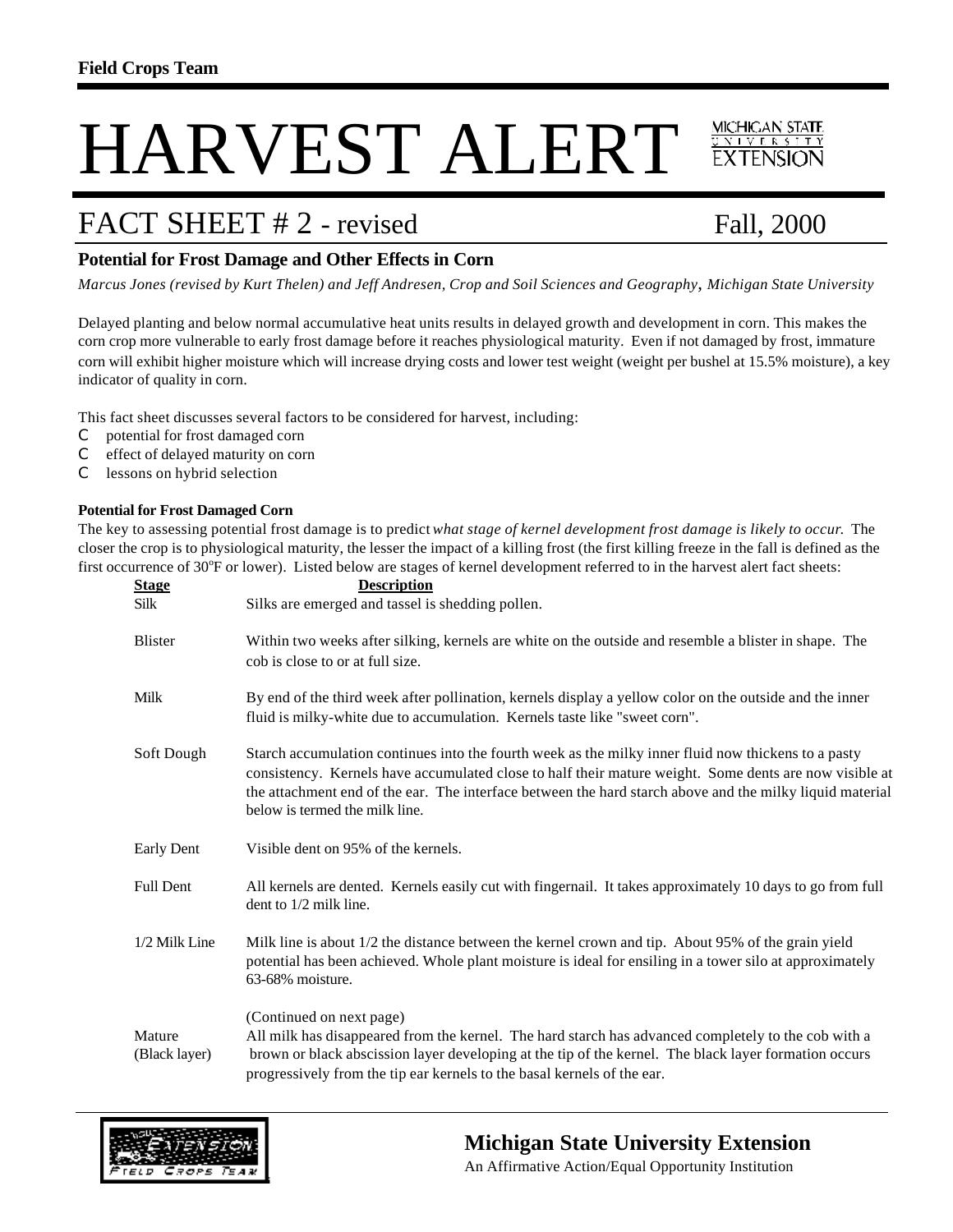**Field Crops Team**

# HARVEST ALERT

MICHIGAN STATE UNIVERSITY EXTENSION

## FACT SHEET # 2 - revised — Fall, 2000

### Potential for Frost Damage and Other Effects in Corn

*Marcus Jones (revised by Kurt Thelen) and Jeff Andresen, Crop and Soil Sciences and Geography, Michigan State University*

Delayed planting and below normal accumulative heat units results in delayed growth and development in corn. This makes the corn crop more vulnerable to early frost damage before it reaches physiological maturity. Even if not damaged by frost, immature corn will exhibit higher moisture which will increase drying costs and lower test weight (weight per bushel at 15.5% moisture), a key indicator of quality in corn.

This fact sheet discusses several factors to be considered for harvest, including:

- potential for frost damaged corn
- effect of delayed maturity on corn
- lessons on hybrid selection

**Potential for Frost Damaged Corn**

The key to assessing potential frost damage is to predict *what stage of kernel development frost damage is likely to occur.* The closer the crop is to physiological maturity, the lesser the impact of a killing frost (the first killing freeze in the fall is defined as the first occurrence of 30°F or lower). Listed below are stages of kernel development referred to in the harvest alert fact sheets:

| Stage | Description |
| --- | --- |
| Silk | Silks are emerged and tassel is shedding pollen. |
| Blister | Within two weeks after silking, kernels are white on the outside and resemble a blister in shape. The cob is close to or at full size. |
| Milk | By end of the third week after pollination, kernels display a yellow color on the outside and the inner fluid is milky-white due to accumulation. Kernels taste like "sweet corn". |
| Soft Dough | Starch accumulation continues into the fourth week as the milky inner fluid now thickens to a pasty consistency. Kernels have accumulated close to half their mature weight. Some dents are now visible at the attachment end of the ear. The interface between the hard starch above and the milky liquid material below is termed the milk line. |
| Early Dent | Visible dent on 95% of the kernels. |
| Full Dent | All kernels are dented. Kernels easily cut with fingernail. It takes approximately 10 days to go from full dent to 1/2 milk line. |
| 1/2 Milk Line | Milk line is about 1/2 the distance between the kernel crown and tip. About 95% of the grain yield potential has been achieved. Whole plant moisture is ideal for ensiling in a tower silo at approximately 63-68% moisture. |
| Mature (Black layer) | All milk has disappeared from the kernel. The hard starch has advanced completely to the cob with a brown or black abscission layer developing at the tip of the kernel. The black layer formation occurs progressively from the tip ear kernels to the basal kernels of the ear. |

(Continued on next page)

**Michigan State University Extension**

An Affirmative Action/Equal Opportunity Institution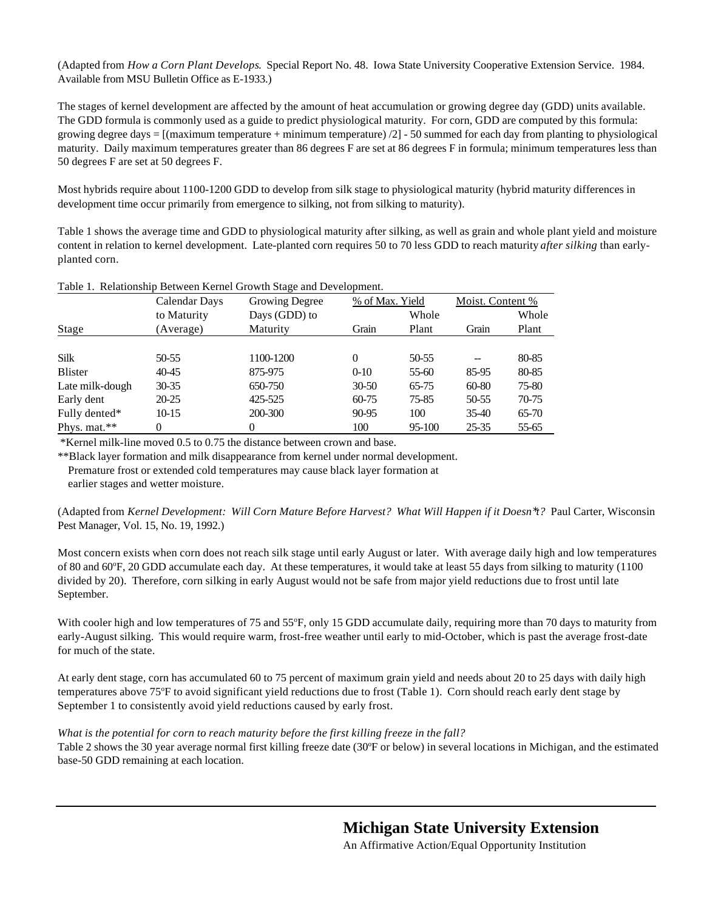(Adapted from *How a Corn Plant Develops.* Special Report No. 48. Iowa State University Cooperative Extension Service. 1984. Available from MSU Bulletin Office as E-1933.)

The stages of kernel development are affected by the amount of heat accumulation or growing degree day (GDD) units available. The GDD formula is commonly used as a guide to predict physiological maturity. For corn, GDD are computed by this formula: growing degree days = [(maximum temperature + minimum temperature) /2] - 50 summed for each day from planting to physiological maturity. Daily maximum temperatures greater than 86 degrees F are set at 86 degrees F in formula; minimum temperatures less than 50 degrees F are set at 50 degrees F.

Most hybrids require about 1100-1200 GDD to develop from silk stage to physiological maturity (hybrid maturity differences in development time occur primarily from emergence to silking, not from silking to maturity).

Table 1 shows the average time and GDD to physiological maturity after silking, as well as grain and whole plant yield and moisture content in relation to kernel development. Late-planted corn requires 50 to 70 less GDD to reach maturity *after silking* than early-planted corn.

Table 1. Relationship Between Kernel Growth Stage and Development.

| Stage | Calendar Days to Maturity (Average) | Growing Degree Days (GDD) to Maturity | % of Max. Yield | | Moist. Content % | |
|---|---|---|---|---|---|---|
| | | | Grain | Whole Plant | Grain | Whole Plant |
| Silk | 50-55 | 1100-1200 | 0 | 50-55 | -- | 80-85 |
| Blister | 40-45 | 875-975 | 0-10 | 55-60 | 85-95 | 80-85 |
| Late milk-dough | 30-35 | 650-750 | 30-50 | 65-75 | 60-80 | 75-80 |
| Early dent | 20-25 | 425-525 | 60-75 | 75-85 | 50-55 | 70-75 |
| Fully dented* | 10-15 | 200-300 | 90-95 | 100 | 35-40 | 65-70 |
| Phys. mat.** | 0 | 0 | 100 | 95-100 | 25-35 | 55-65 |

*Kernel milk-line moved 0.5 to 0.75 the distance between crown and base.

**Black layer formation and milk disappearance from kernel under normal development. Premature frost or extended cold temperatures may cause black layer formation at earlier stages and wetter moisture.

(Adapted from *Kernel Development: Will Corn Mature Before Harvest? What Will Happen if it Doesn't?* Paul Carter, Wisconsin Pest Manager, Vol. 15, No. 19, 1992.)

Most concern exists when corn does not reach silk stage until early August or later. With average daily high and low temperatures of 80 and 60°F, 20 GDD accumulate each day. At these temperatures, it would take at least 55 days from silking to maturity (1100 divided by 20). Therefore, corn silking in early August would not be safe from major yield reductions due to frost until late September.

With cooler high and low temperatures of 75 and 55°F, only 15 GDD accumulate daily, requiring more than 70 days to maturity from early-August silking. This would require warm, frost-free weather until early to mid-October, which is past the average frost-date for much of the state.

At early dent stage, corn has accumulated 60 to 75 percent of maximum grain yield and needs about 20 to 25 days with daily high temperatures above 75°F to avoid significant yield reductions due to frost (Table 1). Corn should reach early dent stage by September 1 to consistently avoid yield reductions caused by early frost.

*What is the potential for corn to reach maturity before the first killing freeze in the fall?*

Table 2 shows the 30 year average normal first killing freeze date (30°F or below) in several locations in Michigan, and the estimated base-50 GDD remaining at each location.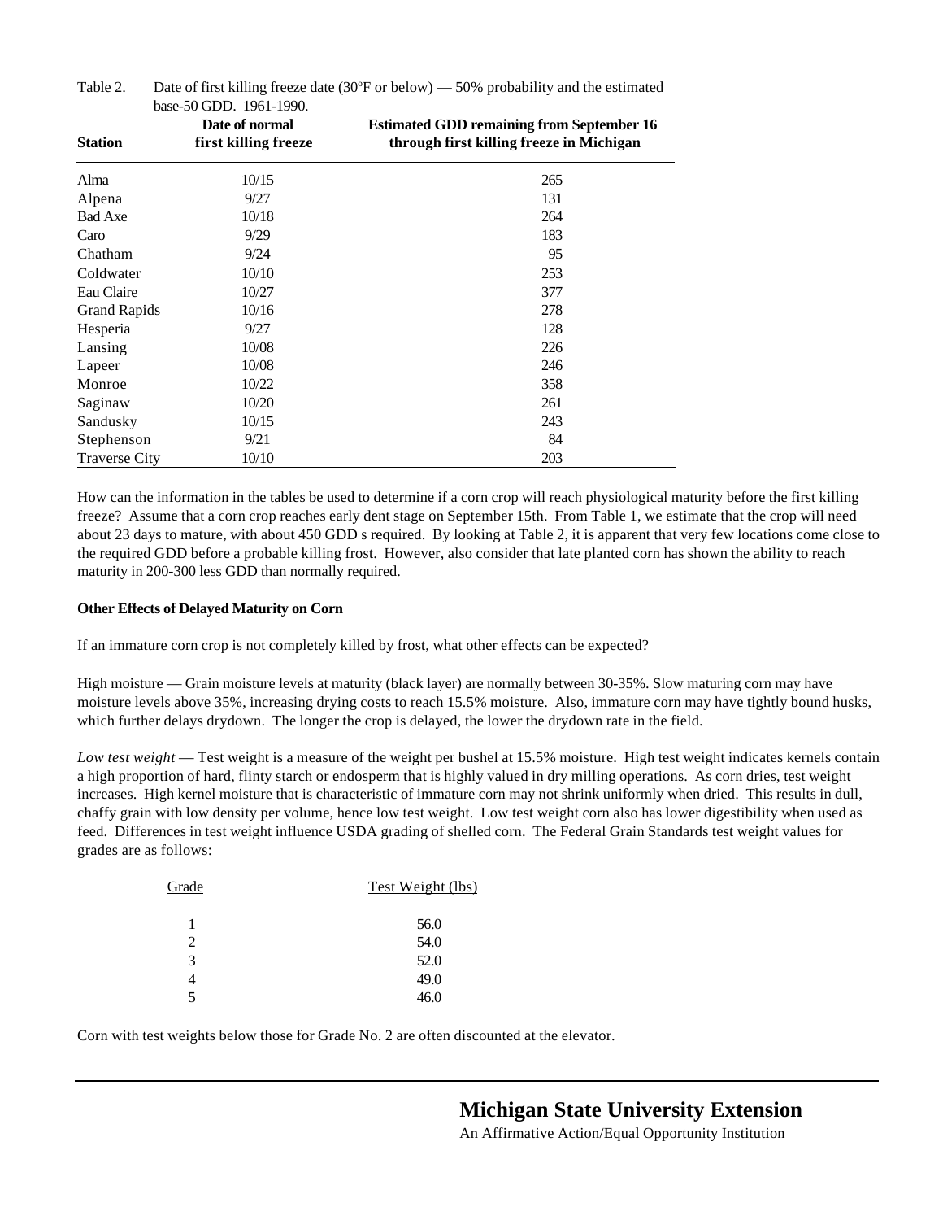Table 2. Date of first killing freeze date (30°F or below) — 50% probability and the estimated base-50 GDD. 1961-1990.

| Station | Date of normal first killing freeze | Estimated GDD remaining from September 16 through first killing freeze in Michigan |
|---|---|---|
| Alma | 10/15 | 265 |
| Alpena | 9/27 | 131 |
| Bad Axe | 10/18 | 264 |
| Caro | 9/29 | 183 |
| Chatham | 9/24 | 95 |
| Coldwater | 10/10 | 253 |
| Eau Claire | 10/27 | 377 |
| Grand Rapids | 10/16 | 278 |
| Hesperia | 9/27 | 128 |
| Lansing | 10/08 | 226 |
| Lapeer | 10/08 | 246 |
| Monroe | 10/22 | 358 |
| Saginaw | 10/20 | 261 |
| Sandusky | 10/15 | 243 |
| Stephenson | 9/21 | 84 |
| Traverse City | 10/10 | 203 |

How can the information in the tables be used to determine if a corn crop will reach physiological maturity before the first killing freeze? Assume that a corn crop reaches early dent stage on September 15th. From Table 1, we estimate that the crop will need about 23 days to mature, with about 450 GDD s required. By looking at Table 2, it is apparent that very few locations come close to the required GDD before a probable killing frost. However, also consider that late planted corn has shown the ability to reach maturity in 200-300 less GDD than normally required.

**Other Effects of Delayed Maturity on Corn**

If an immature corn crop is not completely killed by frost, what other effects can be expected?

High moisture — Grain moisture levels at maturity (black layer) are normally between 30-35%. Slow maturing corn may have moisture levels above 35%, increasing drying costs to reach 15.5% moisture. Also, immature corn may have tightly bound husks, which further delays drydown. The longer the crop is delayed, the lower the drydown rate in the field.

*Low test weight* — Test weight is a measure of the weight per bushel at 15.5% moisture. High test weight indicates kernels contain a high proportion of hard, flinty starch or endosperm that is highly valued in dry milling operations. As corn dries, test weight increases. High kernel moisture that is characteristic of immature corn may not shrink uniformly when dried. This results in dull, chaffy grain with low density per volume, hence low test weight. Low test weight corn also has lower digestibility when used as feed. Differences in test weight influence USDA grading of shelled corn. The Federal Grain Standards test weight values for grades are as follows:

| Grade | Test Weight (lbs) |
|---|---|
| 1 | 56.0 |
| 2 | 54.0 |
| 3 | 52.0 |
| 4 | 49.0 |
| 5 | 46.0 |

Corn with test weights below those for Grade No. 2 are often discounted at the elevator.

**Michigan State University Extension**

An Affirmative Action/Equal Opportunity Institution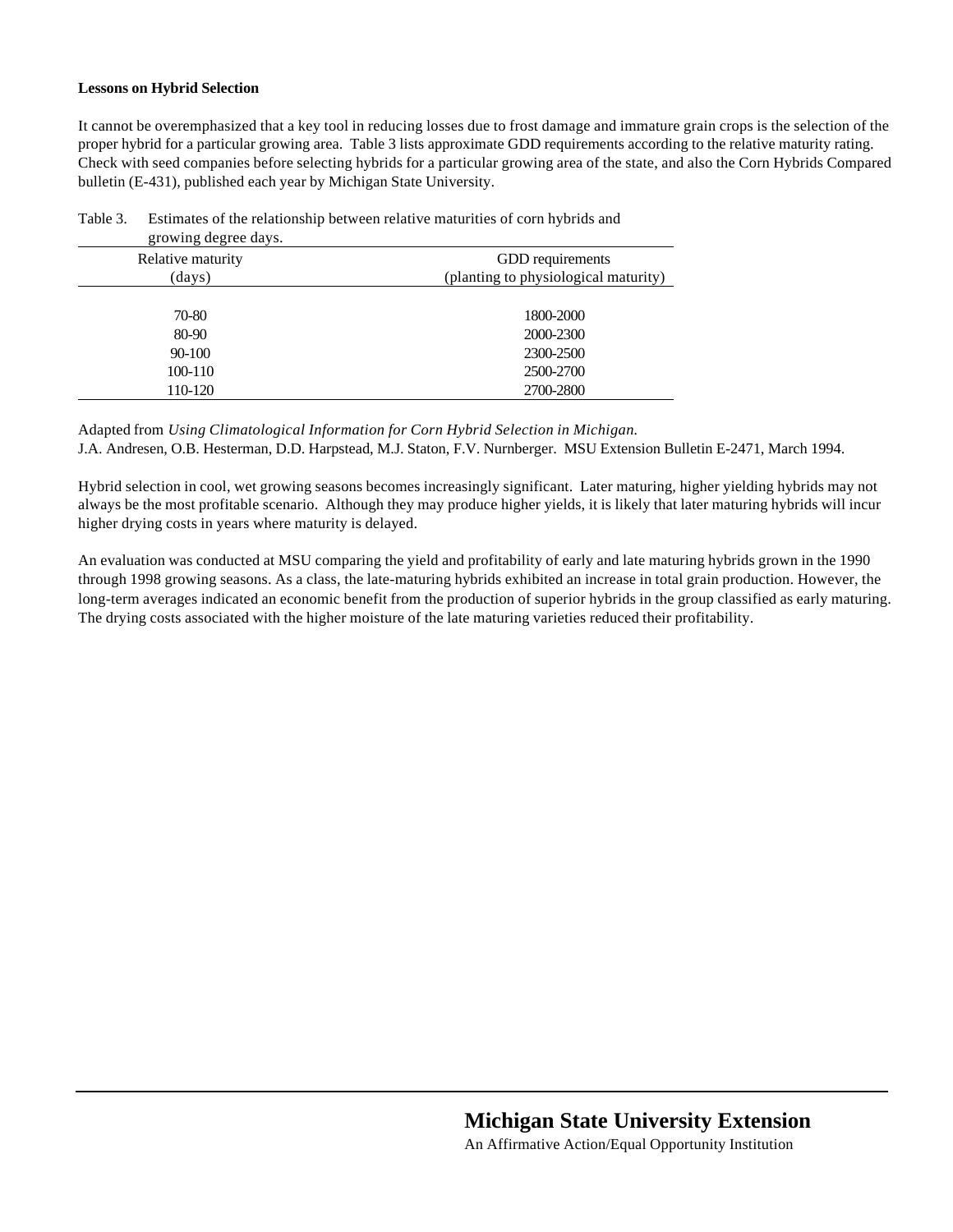**Lessons on Hybrid Selection**

It cannot be overemphasized that a key tool in reducing losses due to frost damage and immature grain crops is the selection of the proper hybrid for a particular growing area. Table 3 lists approximate GDD requirements according to the relative maturity rating. Check with seed companies before selecting hybrids for a particular growing area of the state, and also the Corn Hybrids Compared bulletin (E-431), published each year by Michigan State University.

Table 3. Estimates of the relationship between relative maturities of corn hybrids and growing degree days.

| Relative maturity (days) | GDD requirements (planting to physiological maturity) |
|---|---|
| 70-80 | 1800-2000 |
| 80-90 | 2000-2300 |
| 90-100 | 2300-2500 |
| 100-110 | 2500-2700 |
| 110-120 | 2700-2800 |

Adapted from *Using Climatological Information for Corn Hybrid Selection in Michigan.*
J.A. Andresen, O.B. Hesterman, D.D. Harpstead, M.J. Staton, F.V. Nurnberger. MSU Extension Bulletin E-2471, March 1994.

Hybrid selection in cool, wet growing seasons becomes increasingly significant. Later maturing, higher yielding hybrids may not always be the most profitable scenario. Although they may produce higher yields, it is likely that later maturing hybrids will incur higher drying costs in years where maturity is delayed.

An evaluation was conducted at MSU comparing the yield and profitability of early and late maturing hybrids grown in the 1990 through 1998 growing seasons. As a class, the late-maturing hybrids exhibited an increase in total grain production. However, the long-term averages indicated an economic benefit from the production of superior hybrids in the group classified as early maturing. The drying costs associated with the higher moisture of the late maturing varieties reduced their profitability.

**Michigan State University Extension**
An Affirmative Action/Equal Opportunity Institution